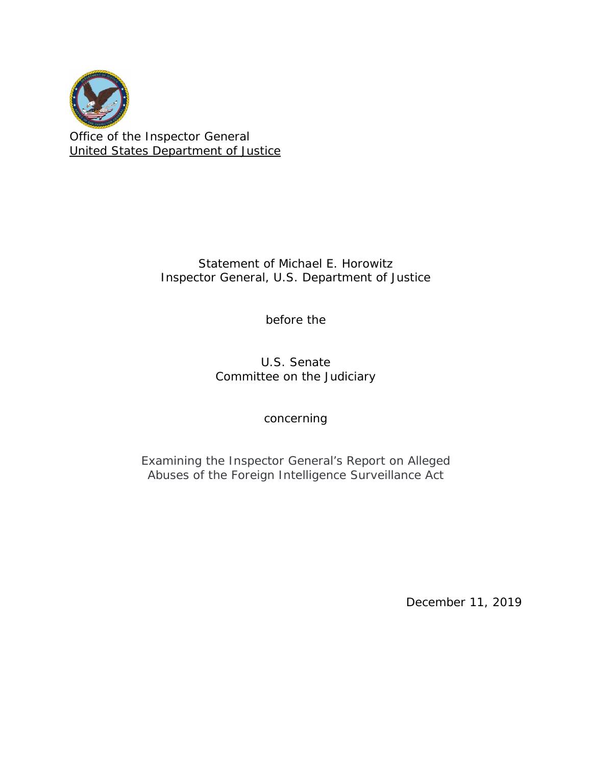Office of the Inspector General
United States Department of Justice

Statement of Michael E. Horowitz
Inspector General, U.S. Department of Justice

before the

U.S. Senate
Committee on the Judiciary

concerning

Examining the Inspector General's Report on Alleged Abuses of the Foreign Intelligence Surveillance Act

December 11, 2019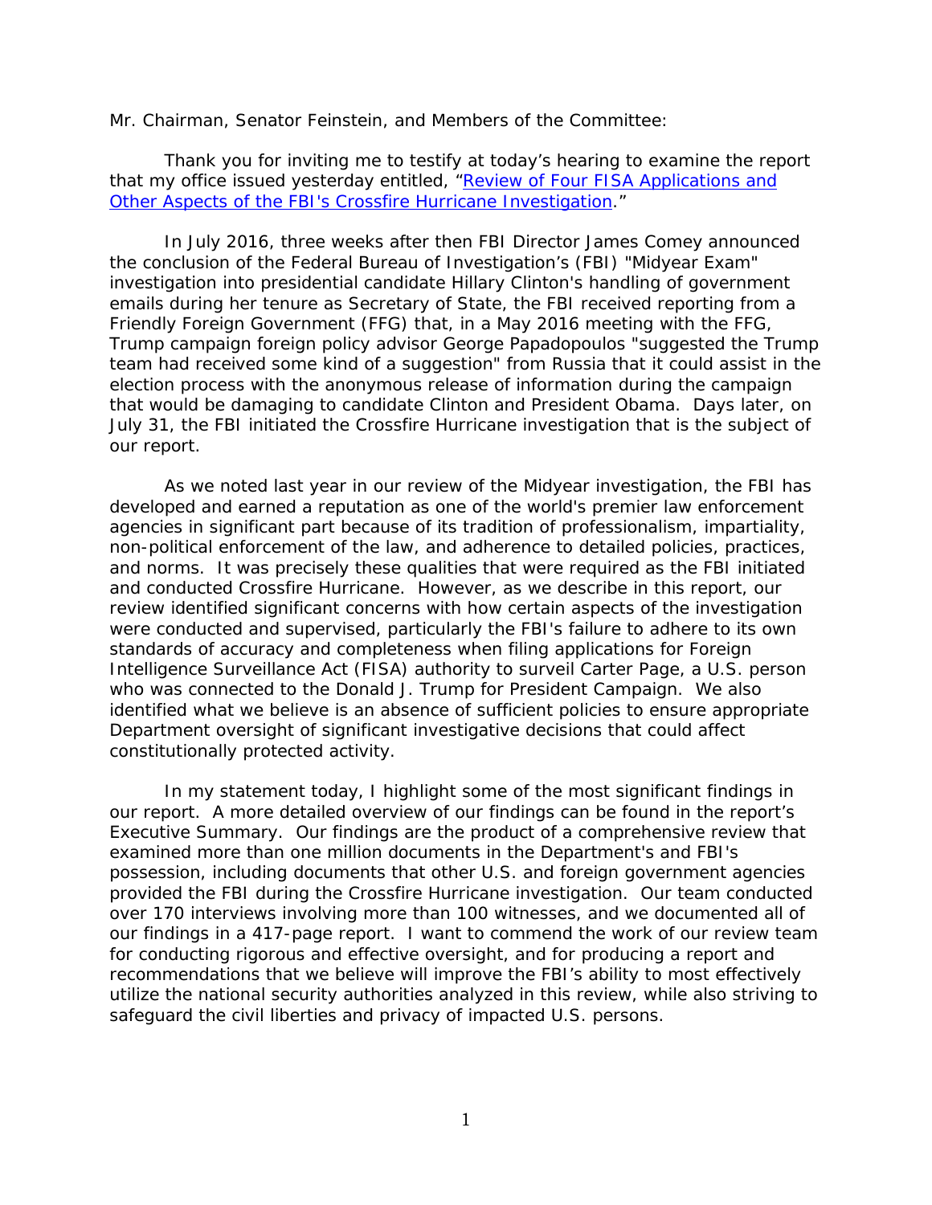Mr. Chairman, Senator Feinstein, and Members of the Committee:

Thank you for inviting me to testify at today's hearing to examine the report that my office issued yesterday entitled, "[Review of Four FISA Applications and Other Aspects of the FBI's Crossfire Hurricane Investigation](#)."

In July 2016, three weeks after then FBI Director James Comey announced the conclusion of the Federal Bureau of Investigation's (FBI) "Midyear Exam" investigation into presidential candidate Hillary Clinton's handling of government emails during her tenure as Secretary of State, the FBI received reporting from a Friendly Foreign Government (FFG) that, in a May 2016 meeting with the FFG, Trump campaign foreign policy advisor George Papadopoulos "suggested the Trump team had received some kind of a suggestion" from Russia that it could assist in the election process with the anonymous release of information during the campaign that would be damaging to candidate Clinton and President Obama. Days later, on July 31, the FBI initiated the Crossfire Hurricane investigation that is the subject of our report.

As we noted last year in our review of the Midyear investigation, the FBI has developed and earned a reputation as one of the world's premier law enforcement agencies in significant part because of its tradition of professionalism, impartiality, non-political enforcement of the law, and adherence to detailed policies, practices, and norms. It was precisely these qualities that were required as the FBI initiated and conducted Crossfire Hurricane. However, as we describe in this report, our review identified significant concerns with how certain aspects of the investigation were conducted and supervised, particularly the FBI's failure to adhere to its own standards of accuracy and completeness when filing applications for Foreign Intelligence Surveillance Act (FISA) authority to surveil Carter Page, a U.S. person who was connected to the Donald J. Trump for President Campaign. We also identified what we believe is an absence of sufficient policies to ensure appropriate Department oversight of significant investigative decisions that could affect constitutionally protected activity.

In my statement today, I highlight some of the most significant findings in our report. A more detailed overview of our findings can be found in the report's Executive Summary. Our findings are the product of a comprehensive review that examined more than one million documents in the Department's and FBI's possession, including documents that other U.S. and foreign government agencies provided the FBI during the Crossfire Hurricane investigation. Our team conducted over 170 interviews involving more than 100 witnesses, and we documented all of our findings in a 417-page report. I want to commend the work of our review team for conducting rigorous and effective oversight, and for producing a report and recommendations that we believe will improve the FBI's ability to most effectively utilize the national security authorities analyzed in this review, while also striving to safeguard the civil liberties and privacy of impacted U.S. persons.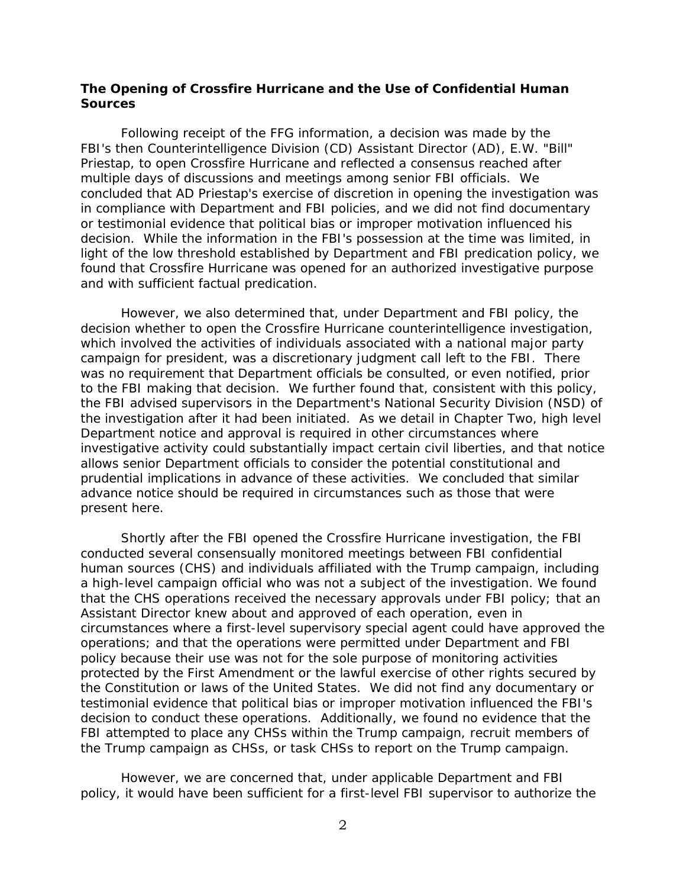### The Opening of Crossfire Hurricane and the Use of Confidential Human Sources

Following receipt of the FFG information, a decision was made by the FBI's then Counterintelligence Division (CD) Assistant Director (AD), E.W. "Bill" Priestap, to open Crossfire Hurricane and reflected a consensus reached after multiple days of discussions and meetings among senior FBI officials. We concluded that AD Priestap's exercise of discretion in opening the investigation was in compliance with Department and FBI policies, and we did not find documentary or testimonial evidence that political bias or improper motivation influenced his decision. While the information in the FBI's possession at the time was limited, in light of the low threshold established by Department and FBI predication policy, we found that Crossfire Hurricane was opened for an authorized investigative purpose and with sufficient factual predication.

However, we also determined that, under Department and FBI policy, the decision whether to open the Crossfire Hurricane counterintelligence investigation, which involved the activities of individuals associated with a national major party campaign for president, was a discretionary judgment call left to the FBI. There was no requirement that Department officials be consulted, or even notified, prior to the FBI making that decision. We further found that, consistent with this policy, the FBI advised supervisors in the Department's National Security Division (NSD) of the investigation after it had been initiated. As we detail in Chapter Two, high level Department notice and approval is required in other circumstances where investigative activity could substantially impact certain civil liberties, and that notice allows senior Department officials to consider the potential constitutional and prudential implications in advance of these activities. We concluded that similar advance notice should be required in circumstances such as those that were present here.

Shortly after the FBI opened the Crossfire Hurricane investigation, the FBI conducted several consensually monitored meetings between FBI confidential human sources (CHS) and individuals affiliated with the Trump campaign, including a high-level campaign official who was not a subject of the investigation. We found that the CHS operations received the necessary approvals under FBI policy; that an Assistant Director knew about and approved of each operation, even in circumstances where a first-level supervisory special agent could have approved the operations; and that the operations were permitted under Department and FBI policy because their use was not for the sole purpose of monitoring activities protected by the First Amendment or the lawful exercise of other rights secured by the Constitution or laws of the United States. We did not find any documentary or testimonial evidence that political bias or improper motivation influenced the FBI's decision to conduct these operations. Additionally, we found no evidence that the FBI attempted to place any CHSs within the Trump campaign, recruit members of the Trump campaign as CHSs, or task CHSs to report on the Trump campaign.

However, we are concerned that, under applicable Department and FBI policy, it would have been sufficient for a first-level FBI supervisor to authorize the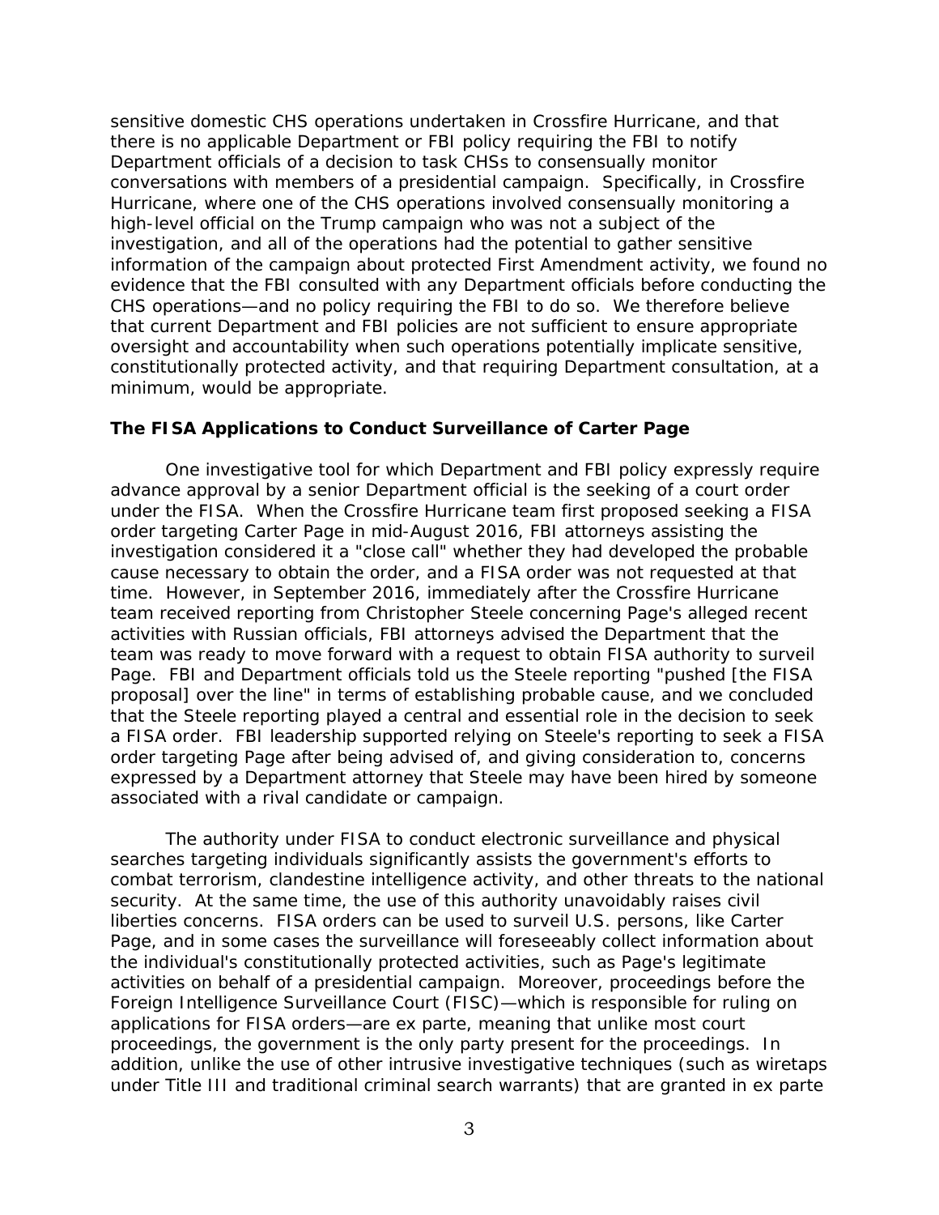sensitive domestic CHS operations undertaken in Crossfire Hurricane, and that there is no applicable Department or FBI policy requiring the FBI to notify Department officials of a decision to task CHSs to consensually monitor conversations with members of a presidential campaign. Specifically, in Crossfire Hurricane, where one of the CHS operations involved consensually monitoring a high-level official on the Trump campaign who was not a subject of the investigation, and all of the operations had the potential to gather sensitive information of the campaign about protected First Amendment activity, we found no evidence that the FBI consulted with any Department officials before conducting the CHS operations—and no policy requiring the FBI to do so. We therefore believe that current Department and FBI policies are not sufficient to ensure appropriate oversight and accountability when such operations potentially implicate sensitive, constitutionally protected activity, and that requiring Department consultation, at a minimum, would be appropriate.

### The FISA Applications to Conduct Surveillance of Carter Page

One investigative tool for which Department and FBI policy expressly require advance approval by a senior Department official is the seeking of a court order under the FISA. When the Crossfire Hurricane team first proposed seeking a FISA order targeting Carter Page in mid-August 2016, FBI attorneys assisting the investigation considered it a "close call" whether they had developed the probable cause necessary to obtain the order, and a FISA order was not requested at that time. However, in September 2016, immediately after the Crossfire Hurricane team received reporting from Christopher Steele concerning Page's alleged recent activities with Russian officials, FBI attorneys advised the Department that the team was ready to move forward with a request to obtain FISA authority to surveil Page. FBI and Department officials told us the Steele reporting "pushed [the FISA proposal] over the line" in terms of establishing probable cause, and we concluded that the Steele reporting played a central and essential role in the decision to seek a FISA order. FBI leadership supported relying on Steele's reporting to seek a FISA order targeting Page after being advised of, and giving consideration to, concerns expressed by a Department attorney that Steele may have been hired by someone associated with a rival candidate or campaign.

The authority under FISA to conduct electronic surveillance and physical searches targeting individuals significantly assists the government's efforts to combat terrorism, clandestine intelligence activity, and other threats to the national security. At the same time, the use of this authority unavoidably raises civil liberties concerns. FISA orders can be used to surveil U.S. persons, like Carter Page, and in some cases the surveillance will foreseeably collect information about the individual's constitutionally protected activities, such as Page's legitimate activities on behalf of a presidential campaign. Moreover, proceedings before the Foreign Intelligence Surveillance Court (FISC)—which is responsible for ruling on applications for FISA orders—are ex parte, meaning that unlike most court proceedings, the government is the only party present for the proceedings. In addition, unlike the use of other intrusive investigative techniques (such as wiretaps under Title III and traditional criminal search warrants) that are granted in ex parte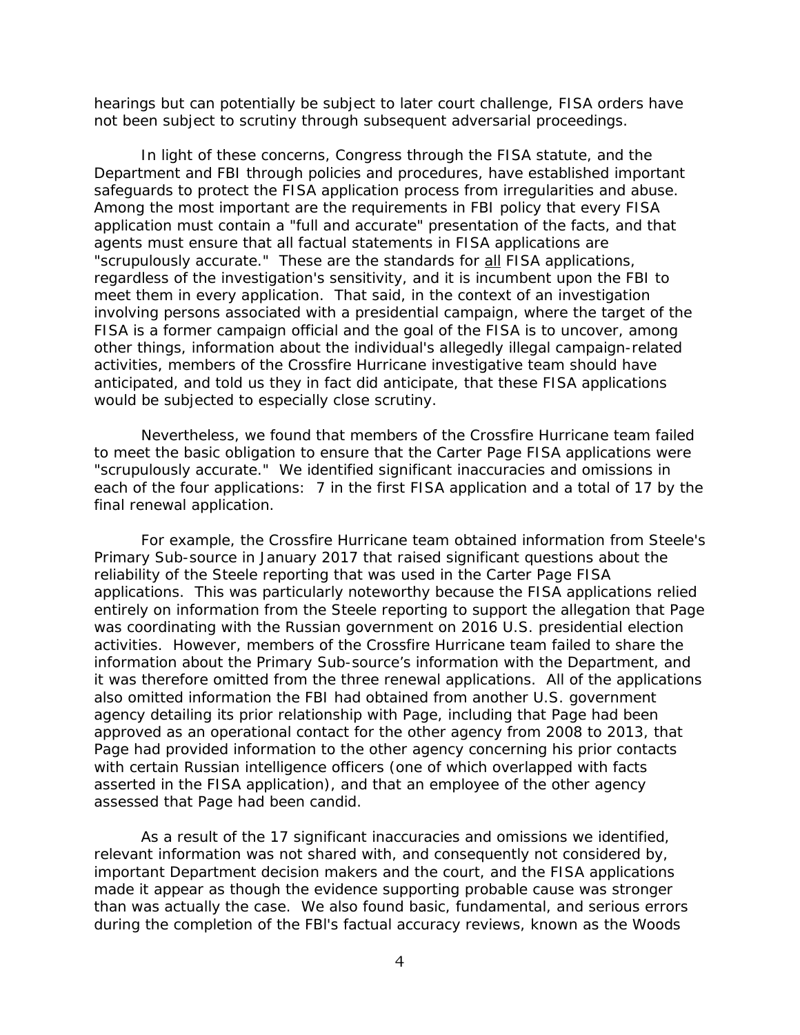hearings but can potentially be subject to later court challenge, FISA orders have not been subject to scrutiny through subsequent adversarial proceedings.

In light of these concerns, Congress through the FISA statute, and the Department and FBI through policies and procedures, have established important safeguards to protect the FISA application process from irregularities and abuse. Among the most important are the requirements in FBI policy that every FISA application must contain a "full and accurate" presentation of the facts, and that agents must ensure that all factual statements in FISA applications are "scrupulously accurate." These are the standards for <u>all</u> FISA applications, regardless of the investigation's sensitivity, and it is incumbent upon the FBI to meet them in every application. That said, in the context of an investigation involving persons associated with a presidential campaign, where the target of the FISA is a former campaign official and the goal of the FISA is to uncover, among other things, information about the individual's allegedly illegal campaign-related activities, members of the Crossfire Hurricane investigative team should have anticipated, and told us they in fact did anticipate, that these FISA applications would be subjected to especially close scrutiny.

Nevertheless, we found that members of the Crossfire Hurricane team failed to meet the basic obligation to ensure that the Carter Page FISA applications were "scrupulously accurate." We identified significant inaccuracies and omissions in each of the four applications: 7 in the first FISA application and a total of 17 by the final renewal application.

For example, the Crossfire Hurricane team obtained information from Steele's Primary Sub-source in January 2017 that raised significant questions about the reliability of the Steele reporting that was used in the Carter Page FISA applications. This was particularly noteworthy because the FISA applications relied entirely on information from the Steele reporting to support the allegation that Page was coordinating with the Russian government on 2016 U.S. presidential election activities. However, members of the Crossfire Hurricane team failed to share the information about the Primary Sub-source's information with the Department, and it was therefore omitted from the three renewal applications. All of the applications also omitted information the FBI had obtained from another U.S. government agency detailing its prior relationship with Page, including that Page had been approved as an operational contact for the other agency from 2008 to 2013, that Page had provided information to the other agency concerning his prior contacts with certain Russian intelligence officers (one of which overlapped with facts asserted in the FISA application), and that an employee of the other agency assessed that Page had been candid.

As a result of the 17 significant inaccuracies and omissions we identified, relevant information was not shared with, and consequently not considered by, important Department decision makers and the court, and the FISA applications made it appear as though the evidence supporting probable cause was stronger than was actually the case. We also found basic, fundamental, and serious errors during the completion of the FBI's factual accuracy reviews, known as the Woods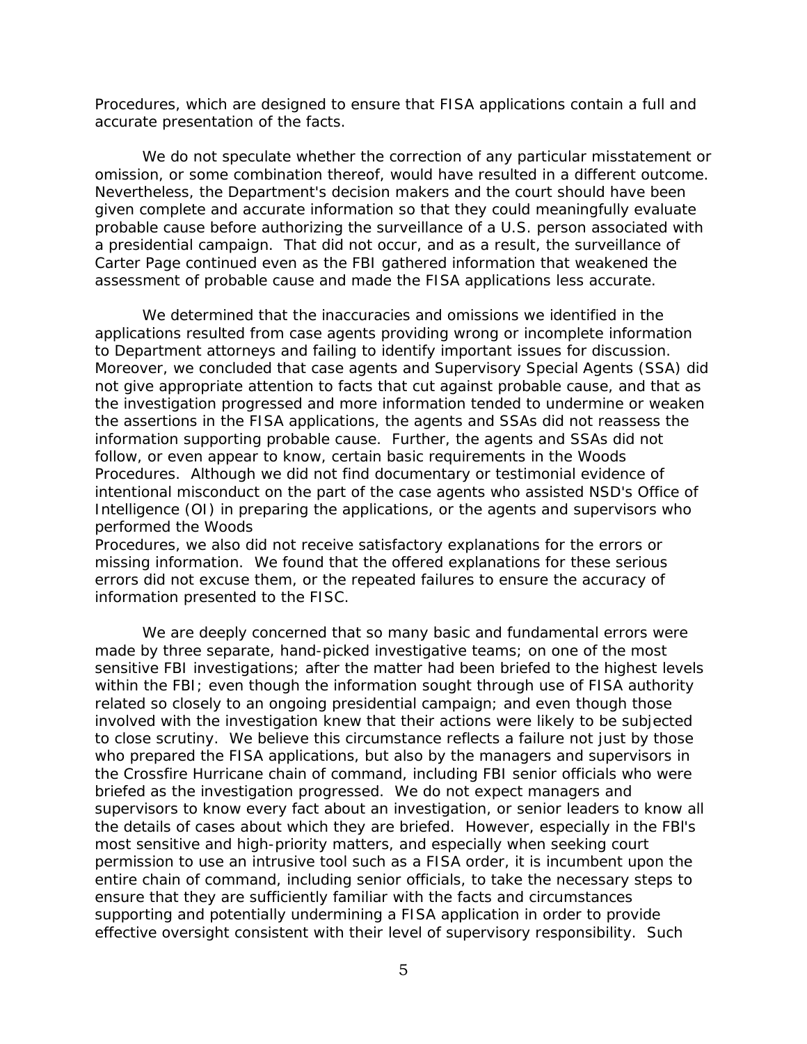Procedures, which are designed to ensure that FISA applications contain a full and accurate presentation of the facts.

We do not speculate whether the correction of any particular misstatement or omission, or some combination thereof, would have resulted in a different outcome. Nevertheless, the Department's decision makers and the court should have been given complete and accurate information so that they could meaningfully evaluate probable cause before authorizing the surveillance of a U.S. person associated with a presidential campaign. That did not occur, and as a result, the surveillance of Carter Page continued even as the FBI gathered information that weakened the assessment of probable cause and made the FISA applications less accurate.

We determined that the inaccuracies and omissions we identified in the applications resulted from case agents providing wrong or incomplete information to Department attorneys and failing to identify important issues for discussion. Moreover, we concluded that case agents and Supervisory Special Agents (SSA) did not give appropriate attention to facts that cut against probable cause, and that as the investigation progressed and more information tended to undermine or weaken the assertions in the FISA applications, the agents and SSAs did not reassess the information supporting probable cause. Further, the agents and SSAs did not follow, or even appear to know, certain basic requirements in the Woods Procedures. Although we did not find documentary or testimonial evidence of intentional misconduct on the part of the case agents who assisted NSD's Office of Intelligence (OI) in preparing the applications, or the agents and supervisors who performed the Woods Procedures, we also did not receive satisfactory explanations for the errors or missing information. We found that the offered explanations for these serious errors did not excuse them, or the repeated failures to ensure the accuracy of information presented to the FISC.

We are deeply concerned that so many basic and fundamental errors were made by three separate, hand-picked investigative teams; on one of the most sensitive FBI investigations; after the matter had been briefed to the highest levels within the FBI; even though the information sought through use of FISA authority related so closely to an ongoing presidential campaign; and even though those involved with the investigation knew that their actions were likely to be subjected to close scrutiny. We believe this circumstance reflects a failure not just by those who prepared the FISA applications, but also by the managers and supervisors in the Crossfire Hurricane chain of command, including FBI senior officials who were briefed as the investigation progressed. We do not expect managers and supervisors to know every fact about an investigation, or senior leaders to know all the details of cases about which they are briefed. However, especially in the FBI's most sensitive and high-priority matters, and especially when seeking court permission to use an intrusive tool such as a FISA order, it is incumbent upon the entire chain of command, including senior officials, to take the necessary steps to ensure that they are sufficiently familiar with the facts and circumstances supporting and potentially undermining a FISA application in order to provide effective oversight consistent with their level of supervisory responsibility. Such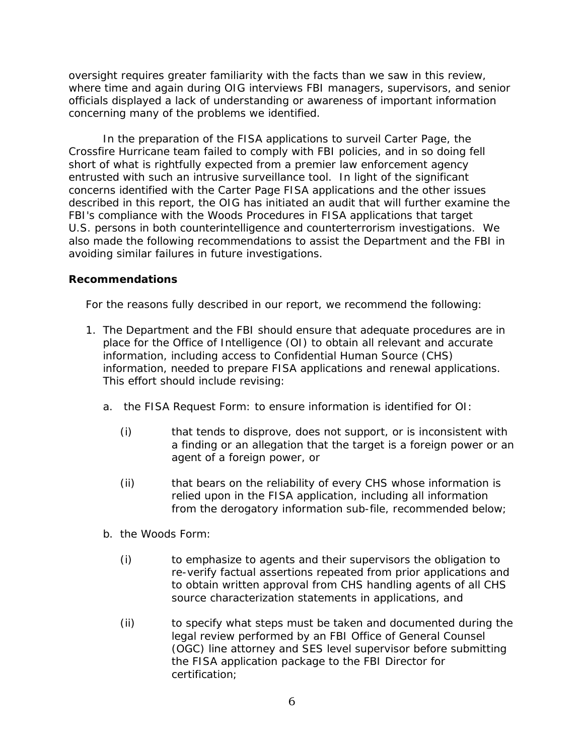oversight requires greater familiarity with the facts than we saw in this review, where time and again during OIG interviews FBI managers, supervisors, and senior officials displayed a lack of understanding or awareness of important information concerning many of the problems we identified.

In the preparation of the FISA applications to surveil Carter Page, the Crossfire Hurricane team failed to comply with FBI policies, and in so doing fell short of what is rightfully expected from a premier law enforcement agency entrusted with such an intrusive surveillance tool. In light of the significant concerns identified with the Carter Page FISA applications and the other issues described in this report, the OIG has initiated an audit that will further examine the FBI's compliance with the Woods Procedures in FISA applications that target U.S. persons in both counterintelligence and counterterrorism investigations. We also made the following recommendations to assist the Department and the FBI in avoiding similar failures in future investigations.

**Recommendations**

For the reasons fully described in our report, we recommend the following:

1. The Department and the FBI should ensure that adequate procedures are in place for the Office of Intelligence (OI) to obtain all relevant and accurate information, including access to Confidential Human Source (CHS) information, needed to prepare FISA applications and renewal applications. This effort should include revising:

   a. the FISA Request Form: to ensure information is identified for OI:

      (i) that tends to disprove, does not support, or is inconsistent with a finding or an allegation that the target is a foreign power or an agent of a foreign power, or

      (ii) that bears on the reliability of every CHS whose information is relied upon in the FISA application, including all information from the derogatory information sub-file, recommended below;

   b. the Woods Form:

      (i) to emphasize to agents and their supervisors the obligation to re-verify factual assertions repeated from prior applications and to obtain written approval from CHS handling agents of all CHS source characterization statements in applications, and

      (ii) to specify what steps must be taken and documented during the legal review performed by an FBI Office of General Counsel (OGC) line attorney and SES level supervisor before submitting the FISA application package to the FBI Director for certification;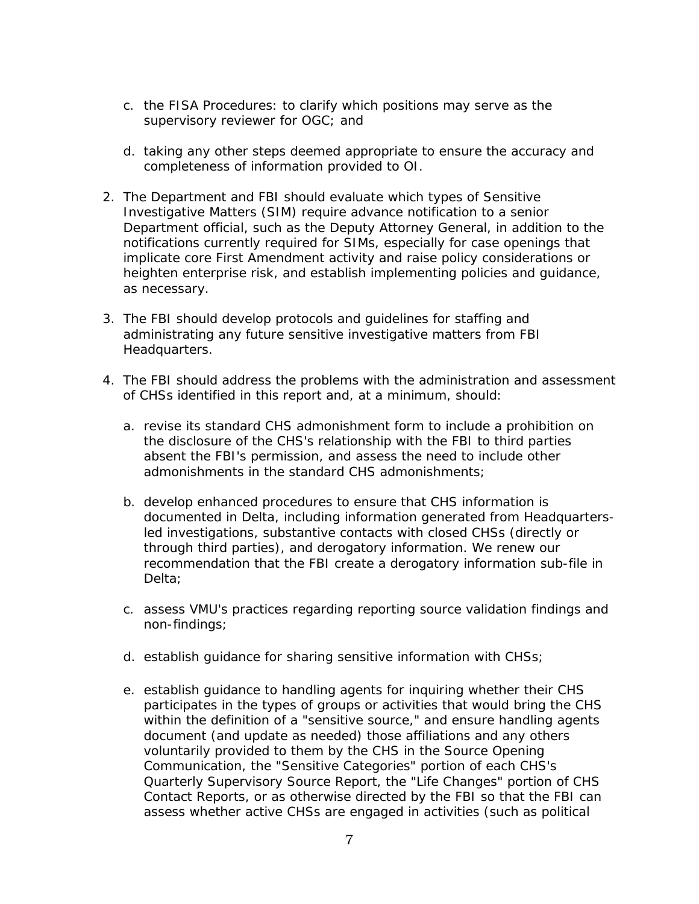c. the FISA Procedures: to clarify which positions may serve as the supervisory reviewer for OGC; and

   d. taking any other steps deemed appropriate to ensure the accuracy and completeness of information provided to OI.

2. The Department and FBI should evaluate which types of Sensitive Investigative Matters (SIM) require advance notification to a senior Department official, such as the Deputy Attorney General, in addition to the notifications currently required for SIMs, especially for case openings that implicate core First Amendment activity and raise policy considerations or heighten enterprise risk, and establish implementing policies and guidance, as necessary.

3. The FBI should develop protocols and guidelines for staffing and administrating any future sensitive investigative matters from FBI Headquarters.

4. The FBI should address the problems with the administration and assessment of CHSs identified in this report and, at a minimum, should:

   a. revise its standard CHS admonishment form to include a prohibition on the disclosure of the CHS's relationship with the FBI to third parties absent the FBI's permission, and assess the need to include other admonishments in the standard CHS admonishments;

   b. develop enhanced procedures to ensure that CHS information is documented in Delta, including information generated from Headquarters-led investigations, substantive contacts with closed CHSs (directly or through third parties), and derogatory information. We renew our recommendation that the FBI create a derogatory information sub-file in Delta;

   c. assess VMU's practices regarding reporting source validation findings and non-findings;

   d. establish guidance for sharing sensitive information with CHSs;

   e. establish guidance to handling agents for inquiring whether their CHS participates in the types of groups or activities that would bring the CHS within the definition of a "sensitive source," and ensure handling agents document (and update as needed) those affiliations and any others voluntarily provided to them by the CHS in the Source Opening Communication, the "Sensitive Categories" portion of each CHS's Quarterly Supervisory Source Report, the "Life Changes" portion of CHS Contact Reports, or as otherwise directed by the FBI so that the FBI can assess whether active CHSs are engaged in activities (such as political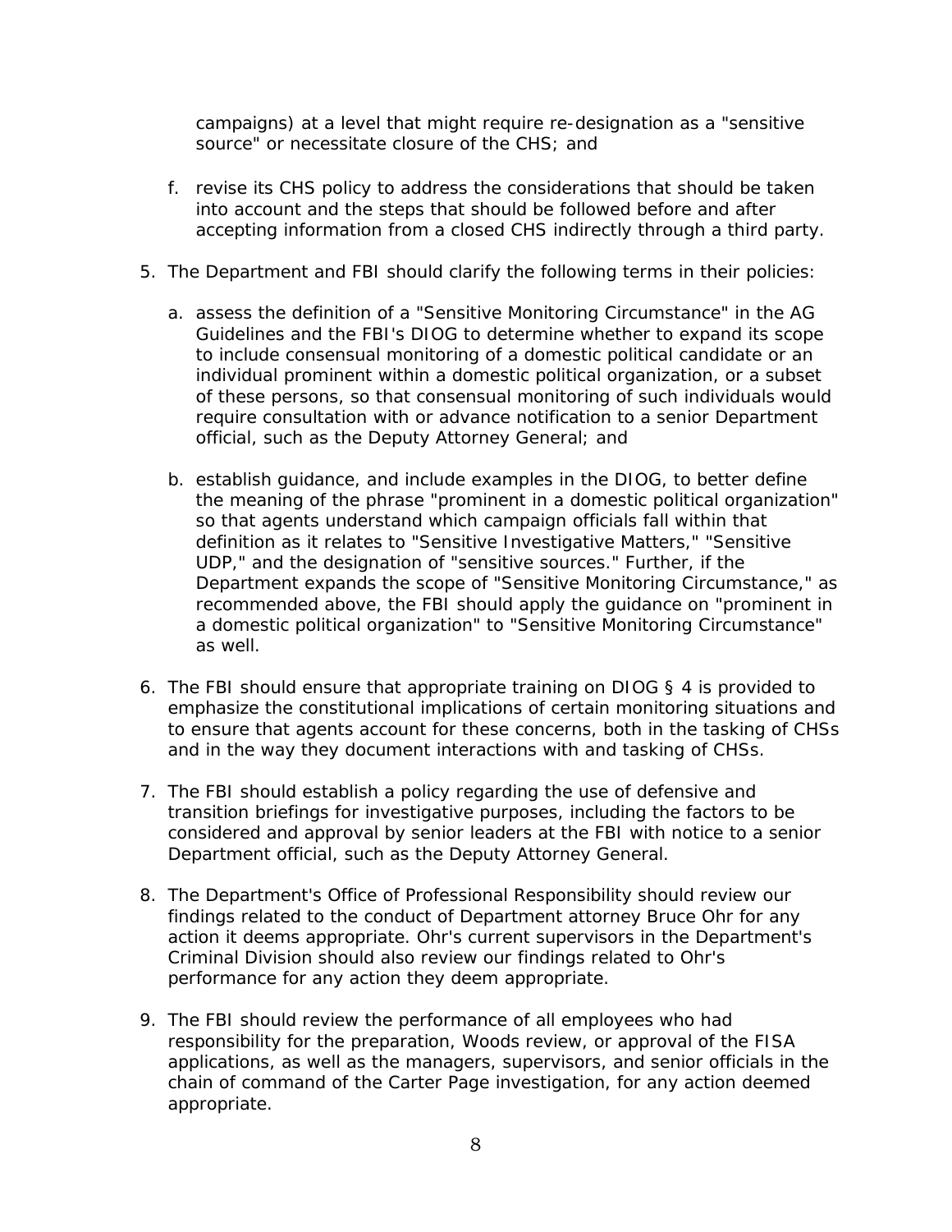campaigns) at a level that might require re-designation as a "sensitive source" or necessitate closure of the CHS; and

   f. revise its CHS policy to address the considerations that should be taken into account and the steps that should be followed before and after accepting information from a closed CHS indirectly through a third party.

5. The Department and FBI should clarify the following terms in their policies:

   a. assess the definition of a "Sensitive Monitoring Circumstance" in the AG Guidelines and the FBI's DIOG to determine whether to expand its scope to include consensual monitoring of a domestic political candidate or an individual prominent within a domestic political organization, or a subset of these persons, so that consensual monitoring of such individuals would require consultation with or advance notification to a senior Department official, such as the Deputy Attorney General; and

   b. establish guidance, and include examples in the DIOG, to better define the meaning of the phrase "prominent in a domestic political organization" so that agents understand which campaign officials fall within that definition as it relates to "Sensitive Investigative Matters," "Sensitive UDP," and the designation of "sensitive sources." Further, if the Department expands the scope of "Sensitive Monitoring Circumstance," as recommended above, the FBI should apply the guidance on "prominent in a domestic political organization" to "Sensitive Monitoring Circumstance" as well.

6. The FBI should ensure that appropriate training on DIOG § 4 is provided to emphasize the constitutional implications of certain monitoring situations and to ensure that agents account for these concerns, both in the tasking of CHSs and in the way they document interactions with and tasking of CHSs.

7. The FBI should establish a policy regarding the use of defensive and transition briefings for investigative purposes, including the factors to be considered and approval by senior leaders at the FBI with notice to a senior Department official, such as the Deputy Attorney General.

8. The Department's Office of Professional Responsibility should review our findings related to the conduct of Department attorney Bruce Ohr for any action it deems appropriate. Ohr's current supervisors in the Department's Criminal Division should also review our findings related to Ohr's performance for any action they deem appropriate.

9. The FBI should review the performance of all employees who had responsibility for the preparation, Woods review, or approval of the FISA applications, as well as the managers, supervisors, and senior officials in the chain of command of the Carter Page investigation, for any action deemed appropriate.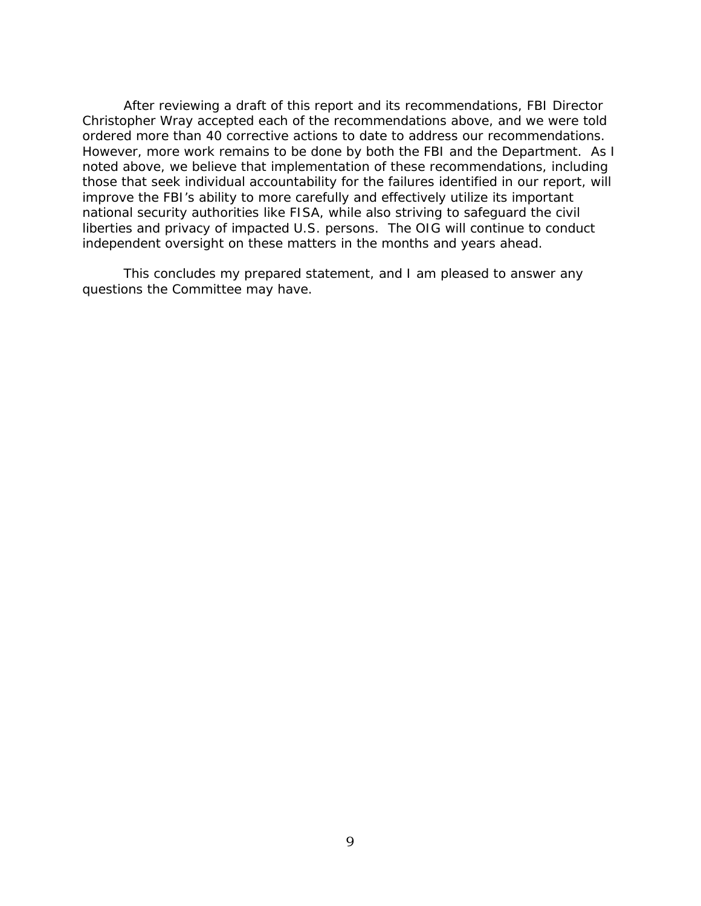After reviewing a draft of this report and its recommendations, FBI Director Christopher Wray accepted each of the recommendations above, and we were told ordered more than 40 corrective actions to date to address our recommendations. However, more work remains to be done by both the FBI and the Department. As I noted above, we believe that implementation of these recommendations, including those that seek individual accountability for the failures identified in our report, will improve the FBI's ability to more carefully and effectively utilize its important national security authorities like FISA, while also striving to safeguard the civil liberties and privacy of impacted U.S. persons. The OIG will continue to conduct independent oversight on these matters in the months and years ahead.

This concludes my prepared statement, and I am pleased to answer any questions the Committee may have.